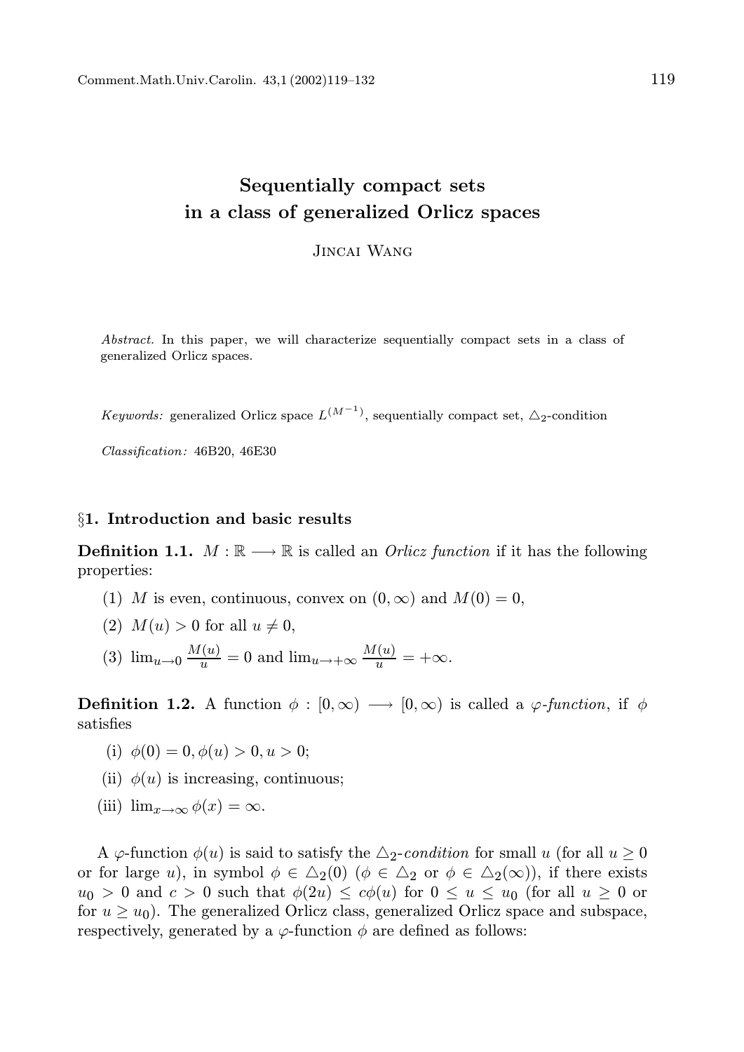# Sequentially compact sets in a class of generalized Orlicz spaces

Jincai Wang

*Abstract.* In this paper, we will characterize sequentially compact sets in a class of generalized Orlicz spaces.

*Keywords:* generalized Orlicz space $L^{(M^{-1})}$, sequentially compact set, $\triangle_2$-condition

*Classification:* 46B20, 46E30

## §1. Introduction and basic results

**Definition 1.1.** $M : \mathbb{R} \longrightarrow \mathbb{R}$ is called an *Orlicz function* if it has the following properties:

(1) $M$ is even, continuous, convex on $(0, \infty)$ and $M(0) = 0$,

(2) $M(u) > 0$ for all $u \neq 0$,

(3) $\lim_{u \to 0} \frac{M(u)}{u} = 0$ and $\lim_{u \to +\infty} \frac{M(u)}{u} = +\infty$.

**Definition 1.2.** A function $\phi : [0, \infty) \longrightarrow [0, \infty)$ is called a *$\varphi$-function*, if $\phi$ satisfies

(i) $\phi(0) = 0, \phi(u) > 0, u > 0$;

(ii) $\phi(u)$ is increasing, continuous;

(iii) $\lim_{x \to \infty} \phi(x) = \infty$.

A $\varphi$-function $\phi(u)$ is said to satisfy the $\triangle_2$-*condition* for small $u$ (for all $u \geq 0$ or for large $u$), in symbol $\phi \in \triangle_2(0)$ ($\phi \in \triangle_2$ or $\phi \in \triangle_2(\infty)$), if there exists $u_0 > 0$ and $c > 0$ such that $\phi(2u) \leq c\phi(u)$ for $0 \leq u \leq u_0$ (for all $u \geq 0$ or for $u \geq u_0$). The generalized Orlicz class, generalized Orlicz space and subspace, respectively, generated by a $\varphi$-function $\phi$ are defined as follows: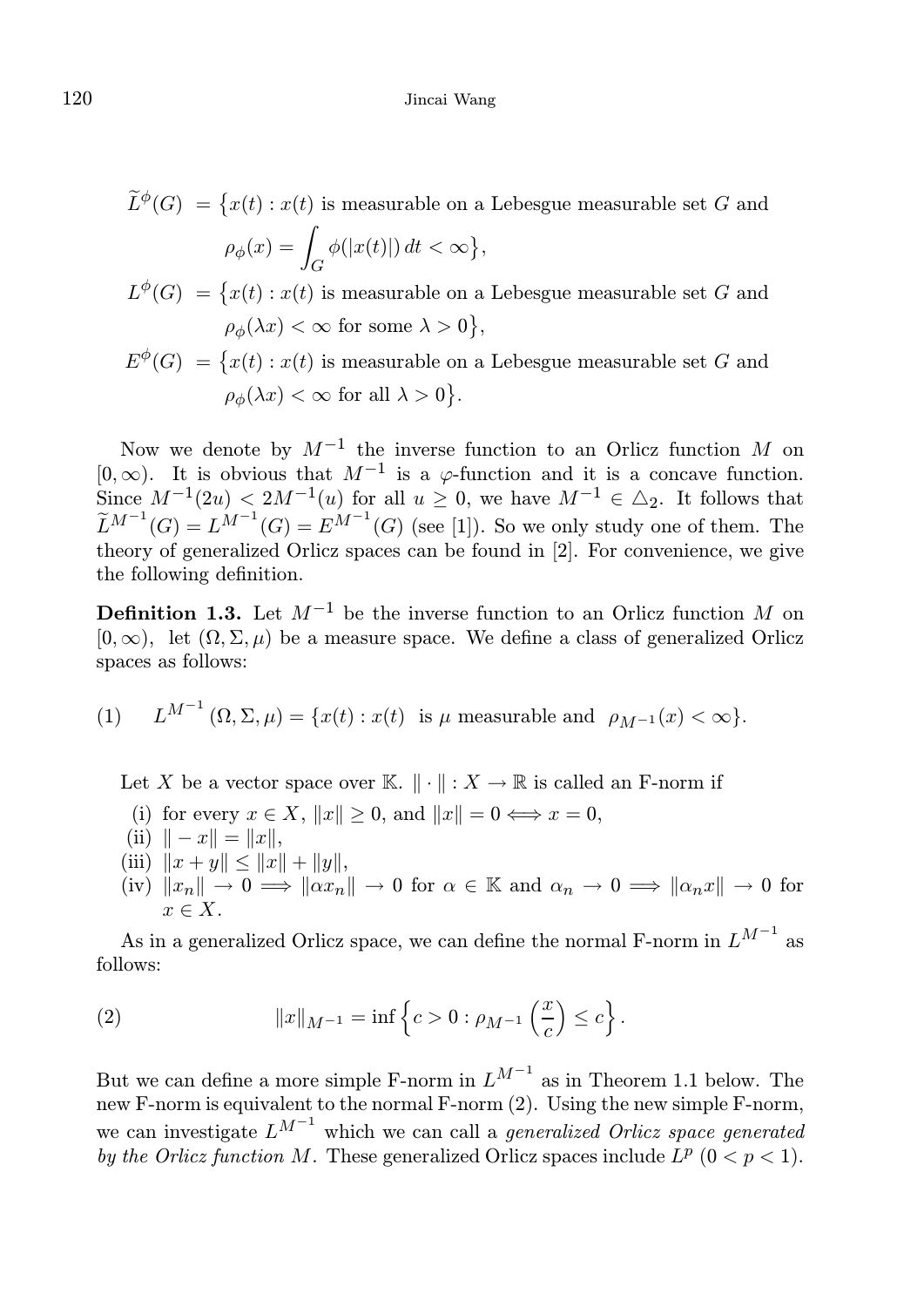$$\widetilde{L}^{\phi}(G) = \big\{x(t) : x(t) \text{ is measurable on a Lebesgue measurable set } G \text{ and } \rho_\phi(x) = \int_G \phi(|x(t)|)\,dt < \infty\big\},$$

$$L^{\phi}(G) = \big\{x(t) : x(t) \text{ is measurable on a Lebesgue measurable set } G \text{ and } \rho_\phi(\lambda x) < \infty \text{ for some } \lambda > 0\big\},$$

$$E^{\phi}(G) = \big\{x(t) : x(t) \text{ is measurable on a Lebesgue measurable set } G \text{ and } \rho_\phi(\lambda x) < \infty \text{ for all } \lambda > 0\big\}.$$

Now we denote by $M^{-1}$ the inverse function to an Orlicz function $M$ on $[0, \infty)$. It is obvious that $M^{-1}$ is a $\varphi$-function and it is a concave function. Since $M^{-1}(2u) < 2M^{-1}(u)$ for all $u \geq 0$, we have $M^{-1} \in \triangle_2$. It follows that $\widetilde{L}^{M^{-1}}(G) = L^{M^{-1}}(G) = E^{M^{-1}}(G)$ (see [1]). So we only study one of them. The theory of generalized Orlicz spaces can be found in [2]. For convenience, we give the following definition.

**Definition 1.3.** Let $M^{-1}$ be the inverse function to an Orlicz function $M$ on $[0, \infty)$, let $(\Omega, \Sigma, \mu)$ be a measure space. We define a class of generalized Orlicz spaces as follows:

$$L^{M^{-1}}(\Omega, \Sigma, \mu) = \{x(t) : x(t) \text{ is } \mu \text{ measurable and } \rho_{M^{-1}}(x) < \infty\}. \tag{1}$$

Let $X$ be a vector space over $\mathbb{K}$. $\|\cdot\| : X \to \mathbb{R}$ is called an F-norm if

- (i) for every $x \in X$, $\|x\| \geq 0$, and $\|x\| = 0 \Longleftrightarrow x = 0$,
- (ii) $\|-x\| = \|x\|$,
- (iii) $\|x + y\| \leq \|x\| + \|y\|$,
- (iv) $\|x_n\| \to 0 \Longrightarrow \|\alpha x_n\| \to 0$ for $\alpha \in \mathbb{K}$ and $\alpha_n \to 0 \Longrightarrow \|\alpha_n x\| \to 0$ for $x \in X$.

As in a generalized Orlicz space, we can define the normal F-norm in $L^{M^{-1}}$ as follows:

$$\|x\|_{M^{-1}} = \inf\left\{c > 0 : \rho_{M^{-1}}\left(\frac{x}{c}\right) \leq c\right\}. \tag{2}$$

But we can define a more simple F-norm in $L^{M^{-1}}$ as in Theorem 1.1 below. The new F-norm is equivalent to the normal F-norm (2). Using the new simple F-norm, we can investigate $L^{M^{-1}}$ which we can call a *generalized Orlicz space generated by the Orlicz function $M$*. These generalized Orlicz spaces include $L^p$ $(0 < p < 1)$.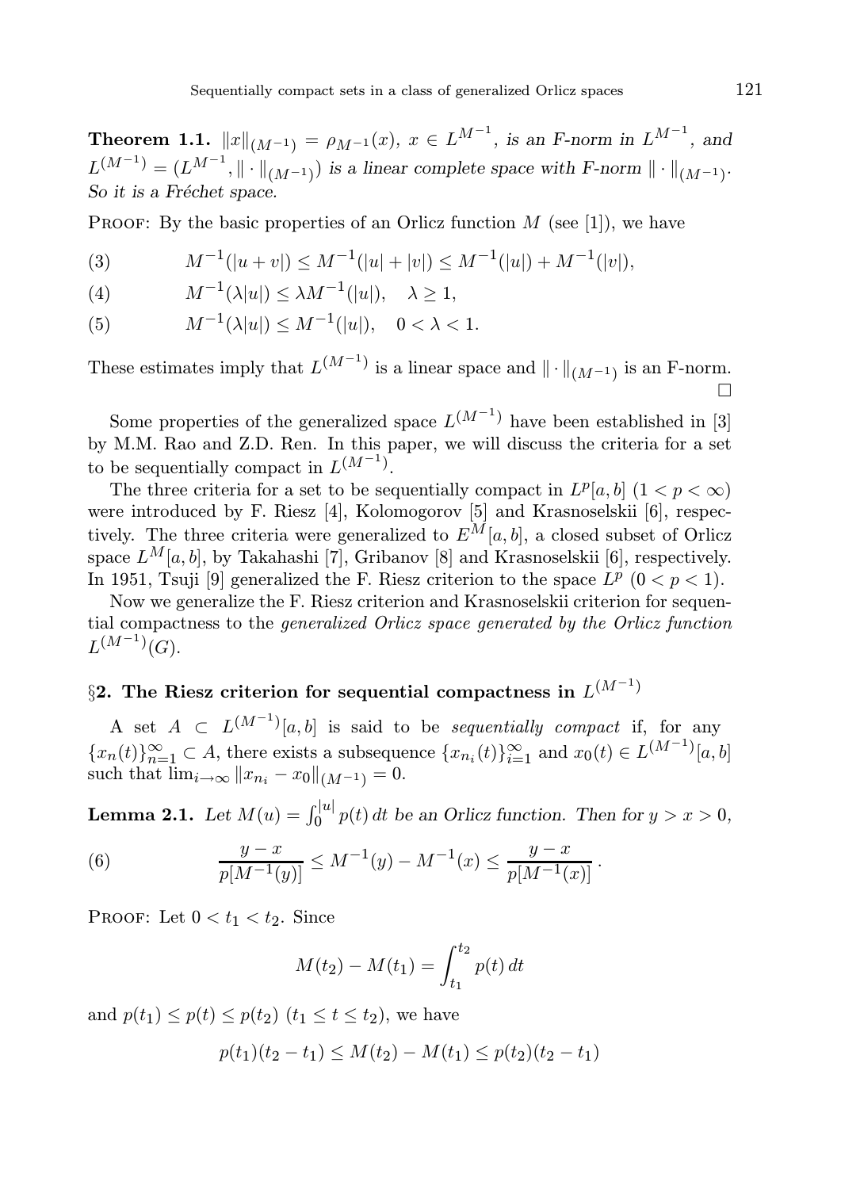**Theorem 1.1.** *$\|x\|_{(M^{-1})} = \rho_{M^{-1}}(x)$, $x \in L^{M^{-1}}$, is an F-norm in $L^{M^{-1}}$, and $L^{(M^{-1})} = (L^{M^{-1}}, \|\cdot\|_{(M^{-1})})$ is a linear complete space with F-norm $\|\cdot\|_{(M^{-1})}$. So it is a Fréchet space.*

Proof: By the basic properties of an Orlicz function $M$ (see [1]), we have

$$M^{-1}(|u+v|) \le M^{-1}(|u|+|v|) \le M^{-1}(|u|) + M^{-1}(|v|), \tag{3}$$

$$M^{-1}(\lambda|u|) \le \lambda M^{-1}(|u|), \quad \lambda \ge 1, \tag{4}$$

$$M^{-1}(\lambda|u|) \le M^{-1}(|u|), \quad 0 < \lambda < 1. \tag{5}$$

These estimates imply that $L^{(M^{-1})}$ is a linear space and $\|\cdot\|_{(M^{-1})}$ is an F-norm. □

Some properties of the generalized space $L^{(M^{-1})}$ have been established in [3] by M.M. Rao and Z.D. Ren. In this paper, we will discuss the criteria for a set to be sequentially compact in $L^{(M^{-1})}$.

The three criteria for a set to be sequentially compact in $L^p[a,b]$ $(1 < p < \infty)$ were introduced by F. Riesz [4], Kolomogorov [5] and Krasnoselskii [6], respectively. The three criteria were generalized to $E^M[a,b]$, a closed subset of Orlicz space $L^M[a,b]$, by Takahashi [7], Gribanov [8] and Krasnoselskii [6], respectively. In 1951, Tsuji [9] generalized the F. Riesz criterion to the space $L^p$ $(0 < p < 1)$.

Now we generalize the F. Riesz criterion and Krasnoselskii criterion for sequential compactness to the *generalized Orlicz space generated by the Orlicz function* $L^{(M^{-1})}(G)$.

## §2. The Riesz criterion for sequential compactness in $L^{(M^{-1})}$

A set $A \subset L^{(M^{-1})}[a,b]$ is said to be *sequentially compact* if, for any $\{x_n(t)\}_{n=1}^{\infty} \subset A$, there exists a subsequence $\{x_{n_i}(t)\}_{i=1}^{\infty}$ and $x_0(t) \in L^{(M^{-1})}[a,b]$ such that $\lim_{i\to\infty} \|x_{n_i} - x_0\|_{(M^{-1})} = 0$.

**Lemma 2.1.** *Let $M(u) = \int_0^{|u|} p(t)\,dt$ be an Orlicz function. Then for $y > x > 0$,*

$$\frac{y-x}{p[M^{-1}(y)]} \le M^{-1}(y) - M^{-1}(x) \le \frac{y-x}{p[M^{-1}(x)]}\,. \tag{6}$$

Proof: Let $0 < t_1 < t_2$. Since

$$M(t_2) - M(t_1) = \int_{t_1}^{t_2} p(t)\,dt$$

and $p(t_1) \le p(t) \le p(t_2)$ $(t_1 \le t \le t_2)$, we have

$$p(t_1)(t_2 - t_1) \le M(t_2) - M(t_1) \le p(t_2)(t_2 - t_1)$$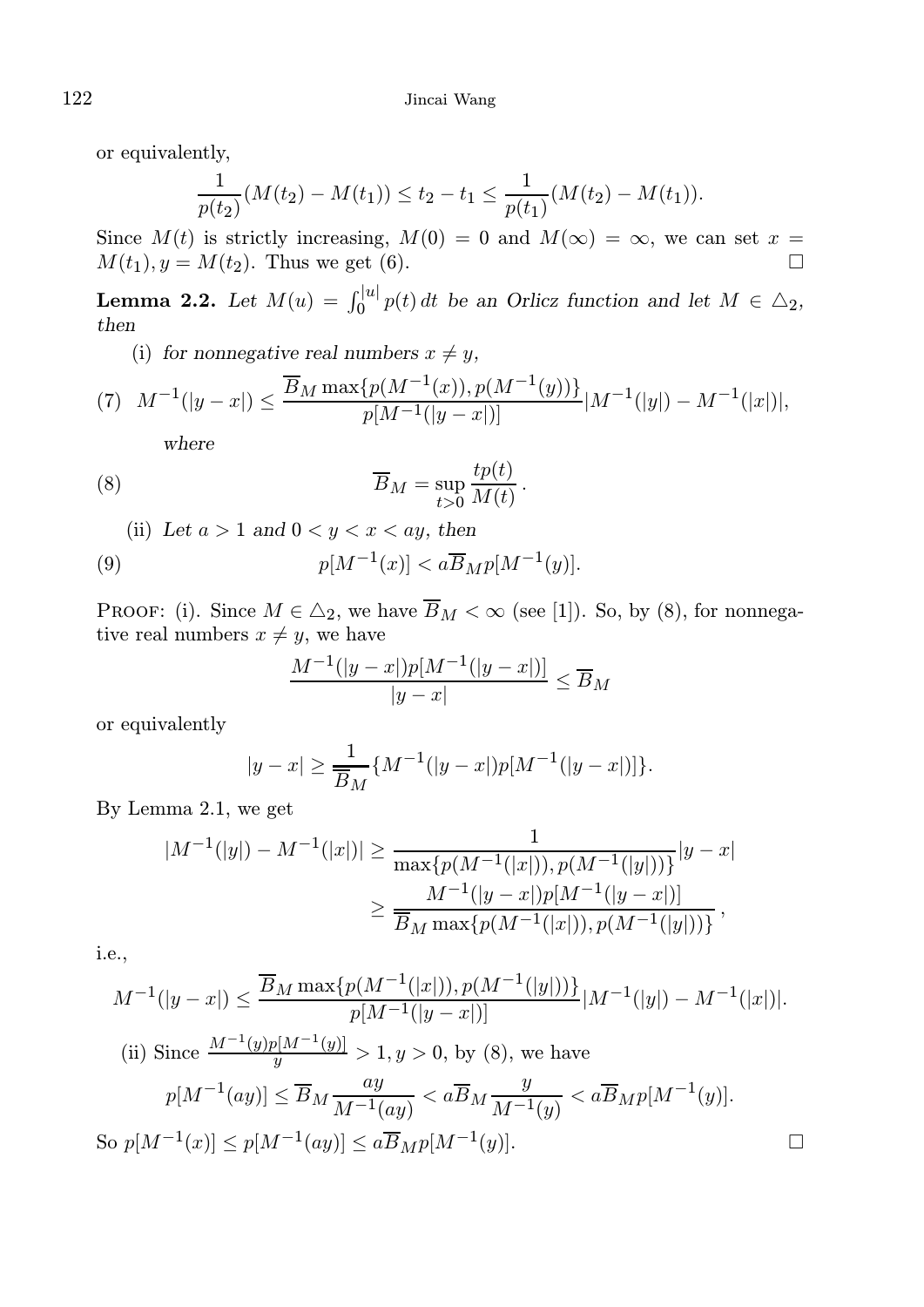or equivalently,

$$\frac{1}{p(t_2)}(M(t_2) - M(t_1)) \leq t_2 - t_1 \leq \frac{1}{p(t_1)}(M(t_2) - M(t_1)).$$

Since $M(t)$ is strictly increasing, $M(0) = 0$ and $M(\infty) = \infty$, we can set $x = M(t_1), y = M(t_2)$. Thus we get (6). $\square$

**Lemma 2.2.** *Let $M(u) = \int_0^{|u|} p(t)\,dt$ be an Orlicz function and let $M \in \triangle_2$, then*

(i) *for nonnegative real numbers $x \neq y$,*

$$M^{-1}(|y-x|) \leq \frac{\overline{B}_M \max\{p(M^{-1}(x)), p(M^{-1}(y))\}}{p[M^{-1}(|y-x|)]} |M^{-1}(|y|) - M^{-1}(|x|)|, \tag{7}$$

*where*

$$\overline{B}_M = \sup_{t>0} \frac{tp(t)}{M(t)}. \tag{8}$$

(ii) *Let $a > 1$ and $0 < y < x < ay$, then*

$$p[M^{-1}(x)] < a\overline{B}_M p[M^{-1}(y)]. \tag{9}$$

Proof: (i). Since $M \in \triangle_2$, we have $\overline{B}_M < \infty$ (see [1]). So, by (8), for nonnegative real numbers $x \neq y$, we have

$$\frac{M^{-1}(|y-x|)p[M^{-1}(|y-x|)]}{|y-x|} \leq \overline{B}_M$$

or equivalently

$$|y-x| \geq \frac{1}{\overline{B}_M}\{M^{-1}(|y-x|)p[M^{-1}(|y-x|)]\}.$$

By Lemma 2.1, we get

$$\begin{aligned}
|M^{-1}(|y|) - M^{-1}(|x|)| &\geq \frac{1}{\max\{p(M^{-1}(|x|)), p(M^{-1}(|y|))\}}|y-x| \\
&\geq \frac{M^{-1}(|y-x|)p[M^{-1}(|y-x|)]}{\overline{B}_M \max\{p(M^{-1}(|x|)), p(M^{-1}(|y|))\}},
\end{aligned}$$

i.e.,

$$M^{-1}(|y-x|) \leq \frac{\overline{B}_M \max\{p(M^{-1}(|x|)), p(M^{-1}(|y|))\}}{p[M^{-1}(|y-x|)]} |M^{-1}(|y|) - M^{-1}(|x|)|.$$

(ii) Since $\frac{M^{-1}(y)p[M^{-1}(y)]}{y} > 1, y > 0$, by (8), we have

$$p[M^{-1}(ay)] \leq \overline{B}_M \frac{ay}{M^{-1}(ay)} < a\overline{B}_M \frac{y}{M^{-1}(y)} < a\overline{B}_M p[M^{-1}(y)].$$

So $p[M^{-1}(x)] \leq p[M^{-1}(ay)] \leq a\overline{B}_M p[M^{-1}(y)]$. $\square$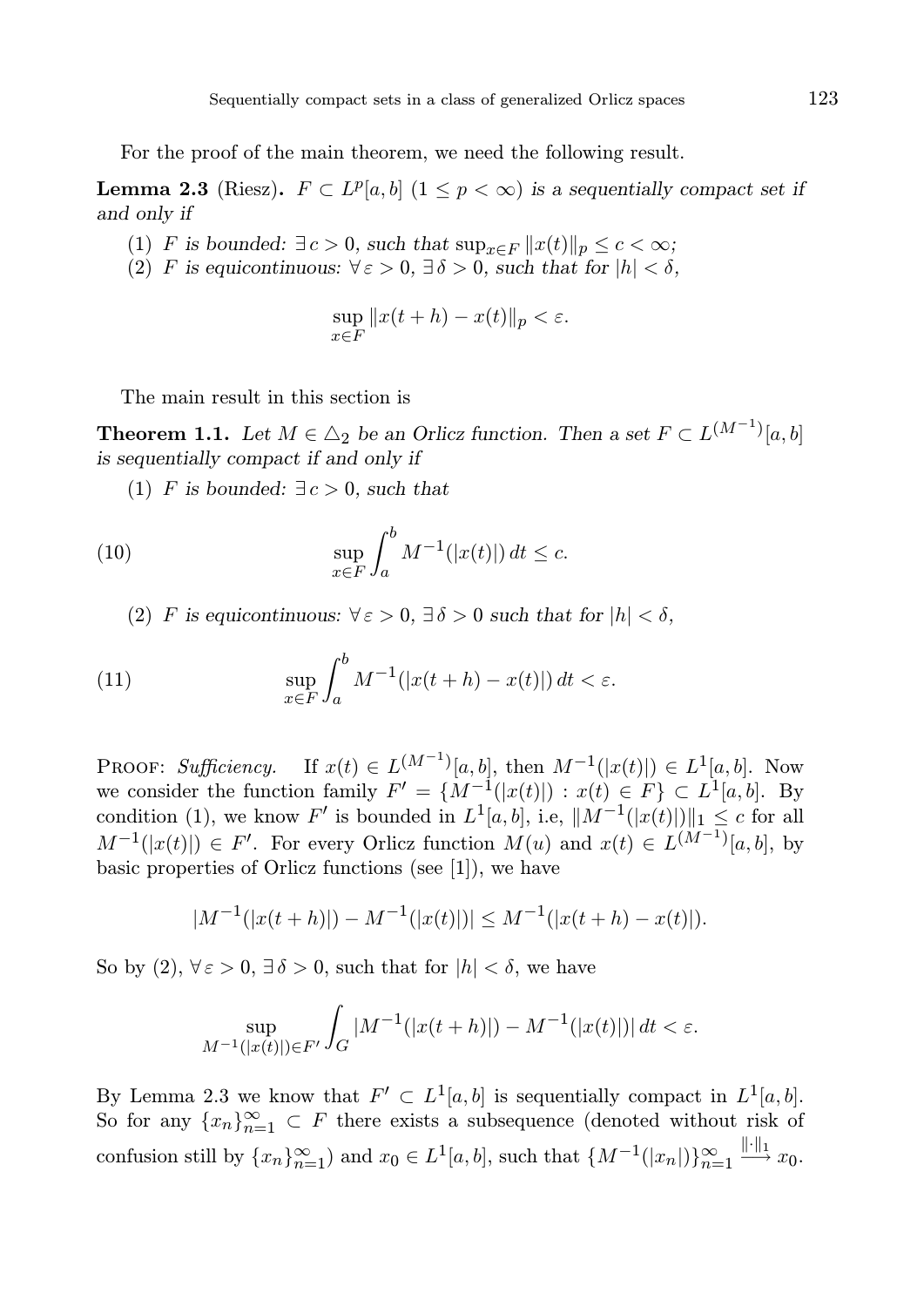For the proof of the main theorem, we need the following result.

**Lemma 2.3** (Riesz). *$F \subset L^p[a,b]$ $(1 \le p < \infty)$ is a sequentially compact set if and only if*

1. *$F$ is bounded: $\exists\, c > 0$, such that $\sup_{x \in F} \|x(t)\|_p \le c < \infty$;*
2. *$F$ is equicontinuous: $\forall\, \varepsilon > 0$, $\exists\, \delta > 0$, such that for $|h| < \delta$,*

$$\sup_{x \in F} \|x(t+h) - x(t)\|_p < \varepsilon.$$

The main result in this section is

**Theorem 1.1.** *Let $M \in \triangle_2$ be an Orlicz function. Then a set $F \subset L^{(M^{-1})}[a,b]$ is sequentially compact if and only if*

1. *$F$ is bounded: $\exists\, c > 0$, such that*

$$\sup_{x \in F} \int_a^b M^{-1}(|x(t)|)\, dt \le c. \tag{10}$$

2. *$F$ is equicontinuous: $\forall\, \varepsilon > 0$, $\exists\, \delta > 0$ such that for $|h| < \delta$,*

$$\sup_{x \in F} \int_a^b M^{-1}(|x(t+h) - x(t)|)\, dt < \varepsilon. \tag{11}$$

Proof: *Sufficiency.* If $x(t) \in L^{(M^{-1})}[a,b]$, then $M^{-1}(|x(t)|) \in L^1[a,b]$. Now we consider the function family $F' = \{M^{-1}(|x(t)|) : x(t) \in F\} \subset L^1[a,b]$. By condition (1), we know $F'$ is bounded in $L^1[a,b]$, i.e, $\|M^{-1}(|x(t)|)\|_1 \le c$ for all $M^{-1}(|x(t)|) \in F'$. For every Orlicz function $M(u)$ and $x(t) \in L^{(M^{-1})}[a,b]$, by basic properties of Orlicz functions (see [1]), we have

$$|M^{-1}(|x(t+h)|) - M^{-1}(|x(t)|)| \le M^{-1}(|x(t+h) - x(t)|).$$

So by (2), $\forall\, \varepsilon > 0$, $\exists\, \delta > 0$, such that for $|h| < \delta$, we have

$$\sup_{M^{-1}(|x(t)|) \in F'} \int_G |M^{-1}(|x(t+h)|) - M^{-1}(|x(t)|)|\, dt < \varepsilon.$$

By Lemma 2.3 we know that $F' \subset L^1[a,b]$ is sequentially compact in $L^1[a,b]$. So for any $\{x_n\}_{n=1}^\infty \subset F$ there exists a subsequence (denoted without risk of confusion still by $\{x_n\}_{n=1}^\infty$) and $x_0 \in L^1[a,b]$, such that $\{M^{-1}(|x_n|)\}_{n=1}^\infty \overset{\|\cdot\|_1}{\longrightarrow} x_0$.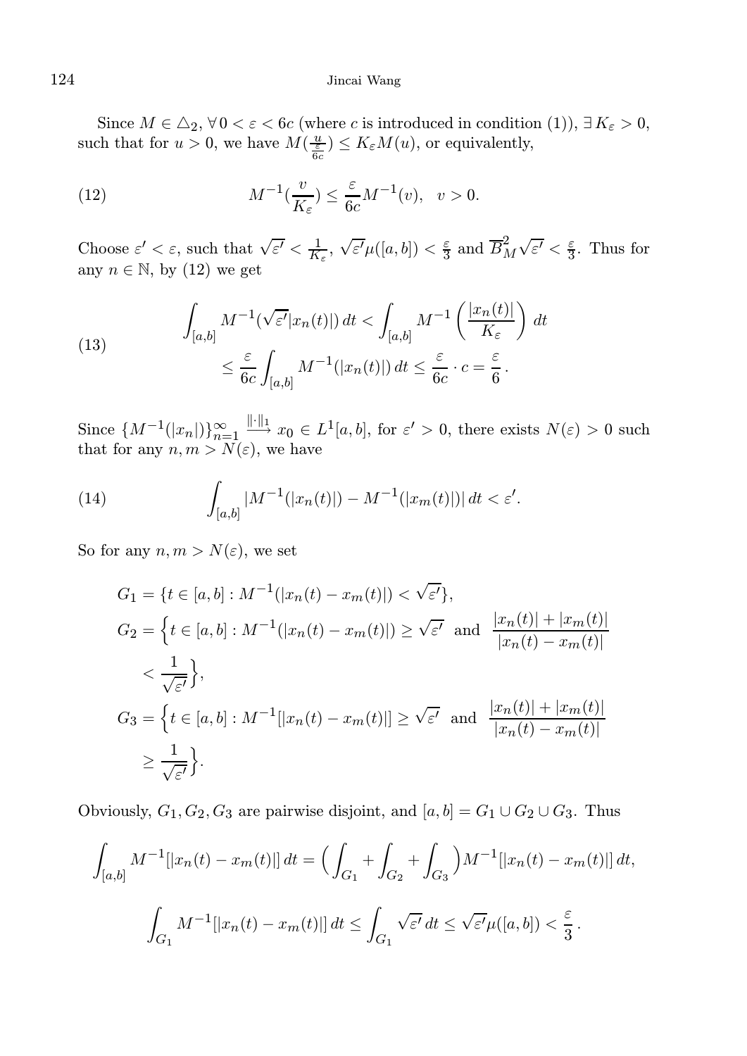Since $M \in \triangle_2$, $\forall\, 0 < \varepsilon < 6c$ (where $c$ is introduced in condition (1)), $\exists\, K_\varepsilon > 0$, such that for $u > 0$, we have $M(\frac{u}{\frac{\varepsilon}{6c}}) \le K_\varepsilon M(u)$, or equivalently,

$$M^{-1}(\frac{v}{K_\varepsilon}) \le \frac{\varepsilon}{6c} M^{-1}(v), \quad v > 0. \tag{12}$$

Choose $\varepsilon' < \varepsilon$, such that $\sqrt{\varepsilon'} < \frac{1}{K_\varepsilon}$, $\sqrt{\varepsilon'}\mu([a,b]) < \frac{\varepsilon}{3}$ and $\overline{B}^2_M \sqrt{\varepsilon'} < \frac{\varepsilon}{3}$. Thus for any $n \in \mathbb{N}$, by (12) we get

$$\begin{aligned} \int_{[a,b]} M^{-1}(\sqrt{\varepsilon'}|x_n(t)|)\, dt &< \int_{[a,b]} M^{-1}\left(\frac{|x_n(t)|}{K_\varepsilon}\right) dt \\ &\le \frac{\varepsilon}{6c} \int_{[a,b]} M^{-1}(|x_n(t)|)\, dt \le \frac{\varepsilon}{6c} \cdot c = \frac{\varepsilon}{6}\,. \end{aligned} \tag{13}$$

Since $\{M^{-1}(|x_n|)\}_{n=1}^{\infty} \xrightarrow{\|\cdot\|_1} x_0 \in L^1[a,b]$, for $\varepsilon' > 0$, there exists $N(\varepsilon) > 0$ such that for any $n, m > N(\varepsilon)$, we have

$$\int_{[a,b]} |M^{-1}(|x_n(t)|) - M^{-1}(|x_m(t)|)|\, dt < \varepsilon'. \tag{14}$$

So for any $n, m > N(\varepsilon)$, we set

$$\begin{aligned} G_1 &= \{t \in [a,b] : M^{-1}(|x_n(t) - x_m(t)|) < \sqrt{\varepsilon'}\}, \\ G_2 &= \Big\{t \in [a,b] : M^{-1}(|x_n(t) - x_m(t)|) \ge \sqrt{\varepsilon'} \text{ and } \frac{|x_n(t)| + |x_m(t)|}{|x_n(t) - x_m(t)|} \\ &\quad < \frac{1}{\sqrt{\varepsilon'}}\Big\}, \\ G_3 &= \Big\{t \in [a,b] : M^{-1}[|x_n(t) - x_m(t)|] \ge \sqrt{\varepsilon'} \text{ and } \frac{|x_n(t)| + |x_m(t)|}{|x_n(t) - x_m(t)|} \\ &\quad \ge \frac{1}{\sqrt{\varepsilon'}}\Big\}. \end{aligned}$$

Obviously, $G_1, G_2, G_3$ are pairwise disjoint, and $[a,b] = G_1 \cup G_2 \cup G_3$. Thus

$$\int_{[a,b]} M^{-1}[|x_n(t) - x_m(t)|]\, dt = \Big(\int_{G_1} + \int_{G_2} + \int_{G_3}\Big) M^{-1}[|x_n(t) - x_m(t)|]\, dt,$$

$$\int_{G_1} M^{-1}[|x_n(t) - x_m(t)|]\, dt \le \int_{G_1} \sqrt{\varepsilon'}\, dt \le \sqrt{\varepsilon'}\mu([a,b]) < \frac{\varepsilon}{3}\,.$$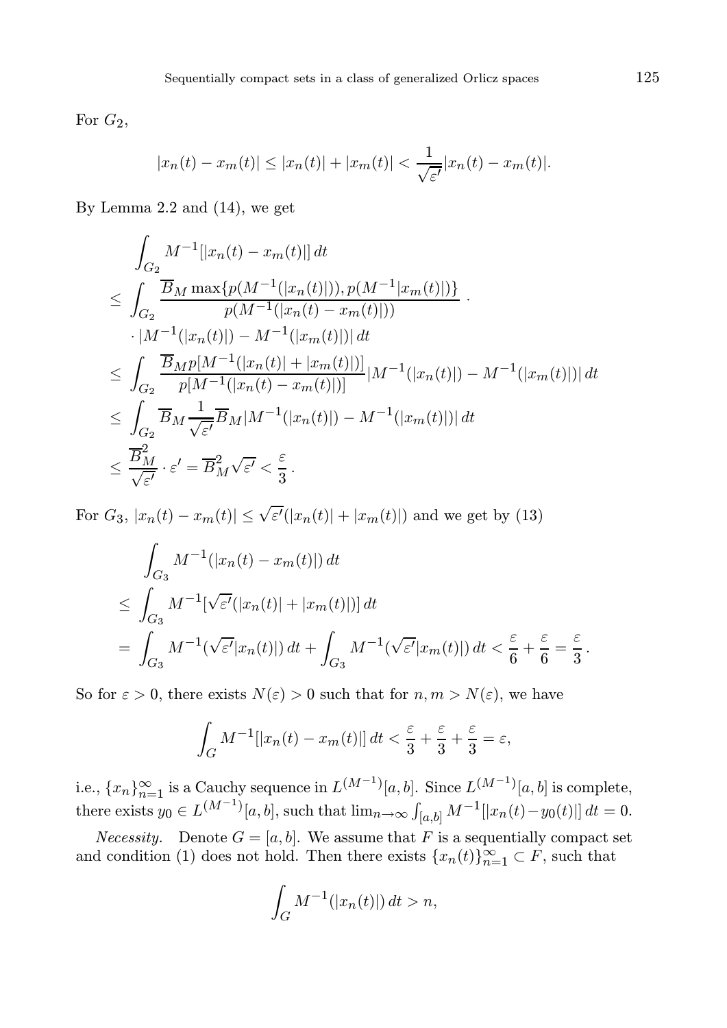For $G_2$,

$$|x_n(t) - x_m(t)| \leq |x_n(t)| + |x_m(t)| < \frac{1}{\sqrt{\varepsilon'}}|x_n(t) - x_m(t)|.$$

By Lemma 2.2 and (14), we get

$$\begin{aligned}
&\int_{G_2} M^{-1}[|x_n(t) - x_m(t)|]\,dt \\
\leq\ & \int_{G_2} \frac{\overline{B}_M \max\{p(M^{-1}(|x_n(t)|)), p(M^{-1}|x_m(t)|)\}}{p(M^{-1}(|x_n(t) - x_m(t)|))} \cdot \\
&\cdot |M^{-1}(|x_n(t)|) - M^{-1}(|x_m(t)|)|\,dt \\
\leq\ & \int_{G_2} \frac{\overline{B}_M p[M^{-1}(|x_n(t)| + |x_m(t)|)]}{p[M^{-1}(|x_n(t) - x_m(t)|)]}|M^{-1}(|x_n(t)|) - M^{-1}(|x_m(t)|)|\,dt \\
\leq\ & \int_{G_2} \overline{B}_M \frac{1}{\sqrt{\varepsilon'}} \overline{B}_M |M^{-1}(|x_n(t)|) - M^{-1}(|x_m(t)|)|\,dt \\
\leq\ & \frac{\overline{B}_M^2}{\sqrt{\varepsilon'}} \cdot \varepsilon' = \overline{B}_M^2 \sqrt{\varepsilon'} < \frac{\varepsilon}{3}\,.
\end{aligned}$$

For $G_3$, $|x_n(t) - x_m(t)| \leq \sqrt{\varepsilon'}(|x_n(t)| + |x_m(t)|)$ and we get by (13)

$$\begin{aligned}
&\int_{G_3} M^{-1}(|x_n(t) - x_m(t)|)\,dt \\
\leq\ & \int_{G_3} M^{-1}[\sqrt{\varepsilon'}(|x_n(t)| + |x_m(t)|)]\,dt \\
=\ & \int_{G_3} M^{-1}(\sqrt{\varepsilon'}|x_n(t)|)\,dt + \int_{G_3} M^{-1}(\sqrt{\varepsilon'}|x_m(t)|)\,dt < \frac{\varepsilon}{6} + \frac{\varepsilon}{6} = \frac{\varepsilon}{3}\,.
\end{aligned}$$

So for $\varepsilon > 0$, there exists $N(\varepsilon) > 0$ such that for $n, m > N(\varepsilon)$, we have

$$\int_G M^{-1}[|x_n(t) - x_m(t)|]\,dt < \frac{\varepsilon}{3} + \frac{\varepsilon}{3} + \frac{\varepsilon}{3} = \varepsilon,$$

i.e., $\{x_n\}_{n=1}^{\infty}$ is a Cauchy sequence in $L^{(M^{-1})}[a, b]$. Since $L^{(M^{-1})}[a, b]$ is complete, there exists $y_0 \in L^{(M^{-1})}[a, b]$, such that $\lim_{n\to\infty} \int_{[a,b]} M^{-1}[|x_n(t) - y_0(t)|]\,dt = 0$.

*Necessity.* Denote $G = [a, b]$. We assume that $F$ is a sequentially compact set and condition (1) does not hold. Then there exists $\{x_n(t)\}_{n=1}^{\infty} \subset F$, such that

$$\int_G M^{-1}(|x_n(t)|)\,dt > n,$$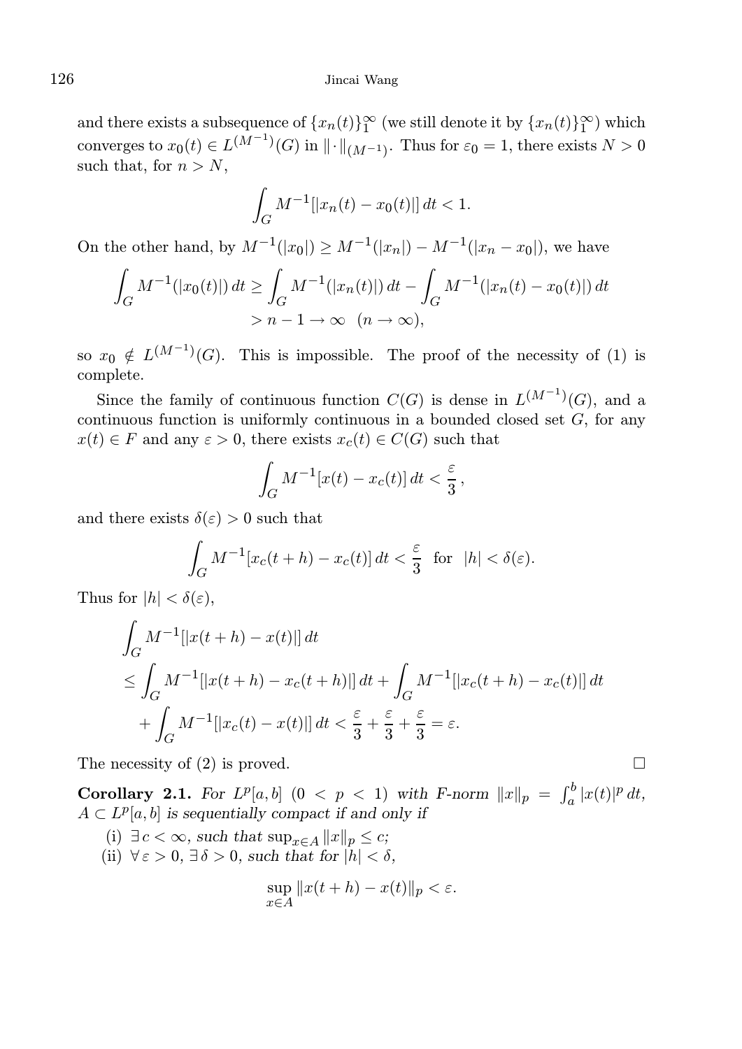and there exists a subsequence of $\{x_n(t)\}_1^\infty$ (we still denote it by $\{x_n(t)\}_1^\infty$) which converges to $x_0(t) \in L^{(M^{-1})}(G)$ in $\|\cdot\|_{(M^{-1})}$. Thus for $\varepsilon_0 = 1$, there exists $N > 0$ such that, for $n > N$,

$$\int_G M^{-1}[|x_n(t) - x_0(t)|]\, dt < 1.$$

On the other hand, by $M^{-1}(|x_0|) \geq M^{-1}(|x_n|) - M^{-1}(|x_n - x_0|)$, we have

$$\begin{aligned}\int_G M^{-1}(|x_0(t)|)\, dt &\geq \int_G M^{-1}(|x_n(t)|)\, dt - \int_G M^{-1}(|x_n(t) - x_0(t)|)\, dt \\ &> n - 1 \to \infty \quad (n \to \infty),\end{aligned}$$

so $x_0 \notin L^{(M^{-1})}(G)$. This is impossible. The proof of the necessity of (1) is complete.

Since the family of continuous function $C(G)$ is dense in $L^{(M^{-1})}(G)$, and a continuous function is uniformly continuous in a bounded closed set $G$, for any $x(t) \in F$ and any $\varepsilon > 0$, there exists $x_c(t) \in C(G)$ such that

$$\int_G M^{-1}[x(t) - x_c(t)]\, dt < \frac{\varepsilon}{3},$$

and there exists $\delta(\varepsilon) > 0$ such that

$$\int_G M^{-1}[x_c(t+h) - x_c(t)]\, dt < \frac{\varepsilon}{3} \quad \text{for} \quad |h| < \delta(\varepsilon).$$

Thus for $|h| < \delta(\varepsilon)$,

$$\begin{aligned}&\int_G M^{-1}[|x(t+h) - x(t)|]\, dt \\ &\leq \int_G M^{-1}[|x(t+h) - x_c(t+h)|]\, dt + \int_G M^{-1}[|x_c(t+h) - x_c(t)|]\, dt \\ &\quad + \int_G M^{-1}[|x_c(t) - x(t)|]\, dt < \frac{\varepsilon}{3} + \frac{\varepsilon}{3} + \frac{\varepsilon}{3} = \varepsilon.\end{aligned}$$

The necessity of (2) is proved. □

**Corollary 2.1.** *For $L^p[a, b]$ $(0 < p < 1)$ with F-norm $\|x\|_p = \int_a^b |x(t)|^p\, dt$, $A \subset L^p[a, b]$ is sequentially compact if and only if*

(i) *$\exists\, c < \infty$, such that $\sup_{x \in A} \|x\|_p \leq c$;*

(ii) *$\forall\, \varepsilon > 0$, $\exists\, \delta > 0$, such that for $|h| < \delta$,*

$$\sup_{x \in A} \|x(t+h) - x(t)\|_p < \varepsilon.$$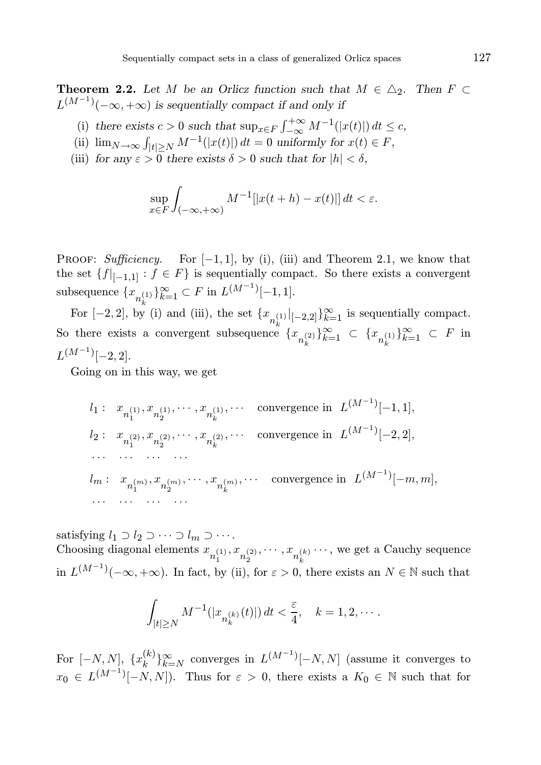**Theorem 2.2.** *Let $M$ be an Orlicz function such that $M \in \triangle_2$. Then $F \subset L^{(M^{-1})}(-\infty, +\infty)$ is sequentially compact if and only if*

(i) *there exists $c > 0$ such that $\sup_{x \in F} \int_{-\infty}^{+\infty} M^{-1}(|x(t)|)\, dt \le c$,*

(ii) *$\lim_{N\to\infty} \int_{|t|\ge N} M^{-1}(|x(t)|)\, dt = 0$ uniformly for $x(t) \in F$,*

(iii) *for any $\varepsilon > 0$ there exists $\delta > 0$ such that for $|h| < \delta$,*

$$\sup_{x\in F} \int_{(-\infty,+\infty)} M^{-1}[|x(t+h) - x(t)|]\, dt < \varepsilon.$$

Proof: *Sufficiency.* For $[-1, 1]$, by (i), (iii) and Theorem 2.1, we know that the set $\{f|_{[-1,1]} : f \in F\}$ is sequentially compact. So there exists a convergent subsequence $\{x_{n_k^{(1)}}\}_{k=1}^{\infty} \subset F$ in $L^{(M^{-1})}[-1, 1]$.

For $[-2, 2]$, by (i) and (iii), the set $\{x_{n_k^{(1)}}|_{[-2,2]}\}_{k=1}^{\infty}$ is sequentially compact. So there exists a convergent subsequence $\{x_{n_k^{(2)}}\}_{k=1}^{\infty} \subset \{x_{n_k^{(1)}}\}_{k=1}^{\infty} \subset F$ in $L^{(M^{-1})}[-2, 2]$.

Going on in this way, we get

$$\begin{aligned}
&l_1 : \ \ x_{n_1^{(1)}}, x_{n_2^{(1)}}, \cdots, x_{n_k^{(1)}}, \cdots \quad \text{convergence in } \ L^{(M^{-1})}[-1, 1],\\
&l_2 : \ \ x_{n_1^{(2)}}, x_{n_2^{(2)}}, \cdots, x_{n_k^{(2)}}, \cdots \quad \text{convergence in } \ L^{(M^{-1})}[-2, 2],\\
&\cdots \quad \cdots \quad \cdots \quad \cdots\\
&l_m : \ \ x_{n_1^{(m)}}, x_{n_2^{(m)}}, \cdots, x_{n_k^{(m)}}, \cdots \quad \text{convergence in } \ L^{(M^{-1})}[-m, m],\\
&\cdots \quad \cdots \quad \cdots \quad \cdots
\end{aligned}$$

satisfying $l_1 \supset l_2 \supset \cdots \supset l_m \supset \cdots$.
Choosing diagonal elements $x_{n_1^{(1)}}, x_{n_2^{(2)}}, \cdots, x_{n_k^{(k)}} \cdots$, we get a Cauchy sequence in $L^{(M^{-1})}(-\infty, +\infty)$. In fact, by (ii), for $\varepsilon > 0$, there exists an $N \in \mathbb{N}$ such that

$$\int_{|t|\ge N} M^{-1}(|x_{n_k^{(k)}}(t)|)\, dt < \frac{\varepsilon}{4}, \quad k = 1, 2, \cdots.$$

For $[-N, N]$, $\{x_k^{(k)}\}_{k=N}^{\infty}$ converges in $L^{(M^{-1})}[-N, N]$ (assume it converges to $x_0 \in L^{(M^{-1})}[-N, N]$). Thus for $\varepsilon > 0$, there exists a $K_0 \in \mathbb{N}$ such that for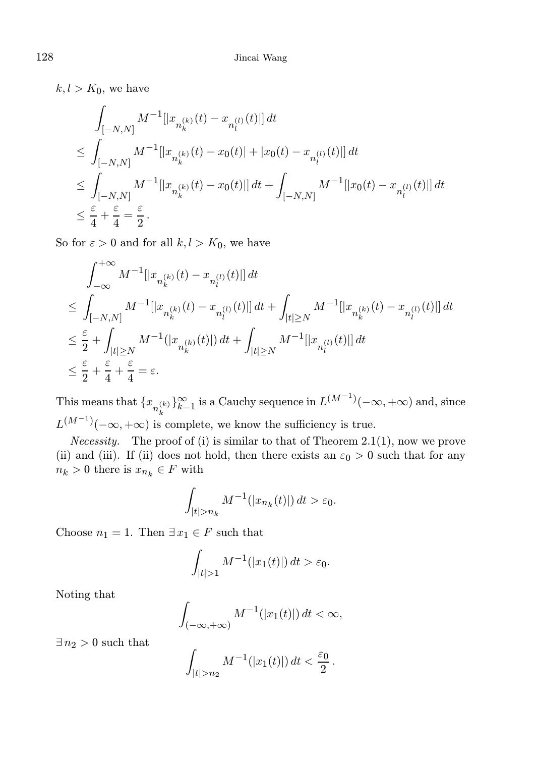$k, l > K_0$, we have

$$\begin{aligned}
&\int_{[-N,N]} M^{-1}[|x_{n_k^{(k)}}(t) - x_{n_l^{(l)}}(t)|]\,dt \\
&\le \int_{[-N,N]} M^{-1}[|x_{n_k^{(k)}}(t) - x_0(t)| + |x_0(t) - x_{n_l^{(l)}}(t)|]\,dt \\
&\le \int_{[-N,N]} M^{-1}[|x_{n_k^{(k)}}(t) - x_0(t)|]\,dt + \int_{[-N,N]} M^{-1}[|x_0(t) - x_{n_l^{(l)}}(t)|]\,dt \\
&\le \frac{\varepsilon}{4} + \frac{\varepsilon}{4} = \frac{\varepsilon}{2}\,.
\end{aligned}$$

So for $\varepsilon > 0$ and for all $k, l > K_0$, we have

$$\begin{aligned}
&\int_{-\infty}^{+\infty} M^{-1}[|x_{n_k^{(k)}}(t) - x_{n_l^{(l)}}(t)|]\,dt \\
&\le \int_{[-N,N]} M^{-1}[|x_{n_k^{(k)}}(t) - x_{n_l^{(l)}}(t)|]\,dt + \int_{|t|\ge N} M^{-1}[|x_{n_k^{(k)}}(t) - x_{n_l^{(l)}}(t)|]\,dt \\
&\le \frac{\varepsilon}{2} + \int_{|t|\ge N} M^{-1}(|x_{n_k^{(k)}}(t)|)\,dt + \int_{|t|\ge N} M^{-1}[|x_{n_l^{(l)}}(t)|]\,dt \\
&\le \frac{\varepsilon}{2} + \frac{\varepsilon}{4} + \frac{\varepsilon}{4} = \varepsilon.
\end{aligned}$$

This means that $\{x_{n_k^{(k)}}\}_{k=1}^{\infty}$ is a Cauchy sequence in $L^{(M^{-1})}(-\infty, +\infty)$ and, since $L^{(M^{-1})}(-\infty, +\infty)$ is complete, we know the sufficiency is true.

*Necessity.* The proof of (i) is similar to that of Theorem 2.1(1), now we prove (ii) and (iii). If (ii) does not hold, then there exists an $\varepsilon_0 > 0$ such that for any $n_k > 0$ there is $x_{n_k} \in F$ with

$$\int_{|t|>n_k} M^{-1}(|x_{n_k}(t)|)\,dt > \varepsilon_0.$$

Choose $n_1 = 1$. Then $\exists\, x_1 \in F$ such that

$$\int_{|t|>1} M^{-1}(|x_1(t)|)\,dt > \varepsilon_0.$$

Noting that

$$\int_{(-\infty,+\infty)} M^{-1}(|x_1(t)|)\,dt < \infty,$$

$\exists\, n_2 > 0$ such that

$$\int_{|t|>n_2} M^{-1}(|x_1(t)|)\,dt < \frac{\varepsilon_0}{2}\,.$$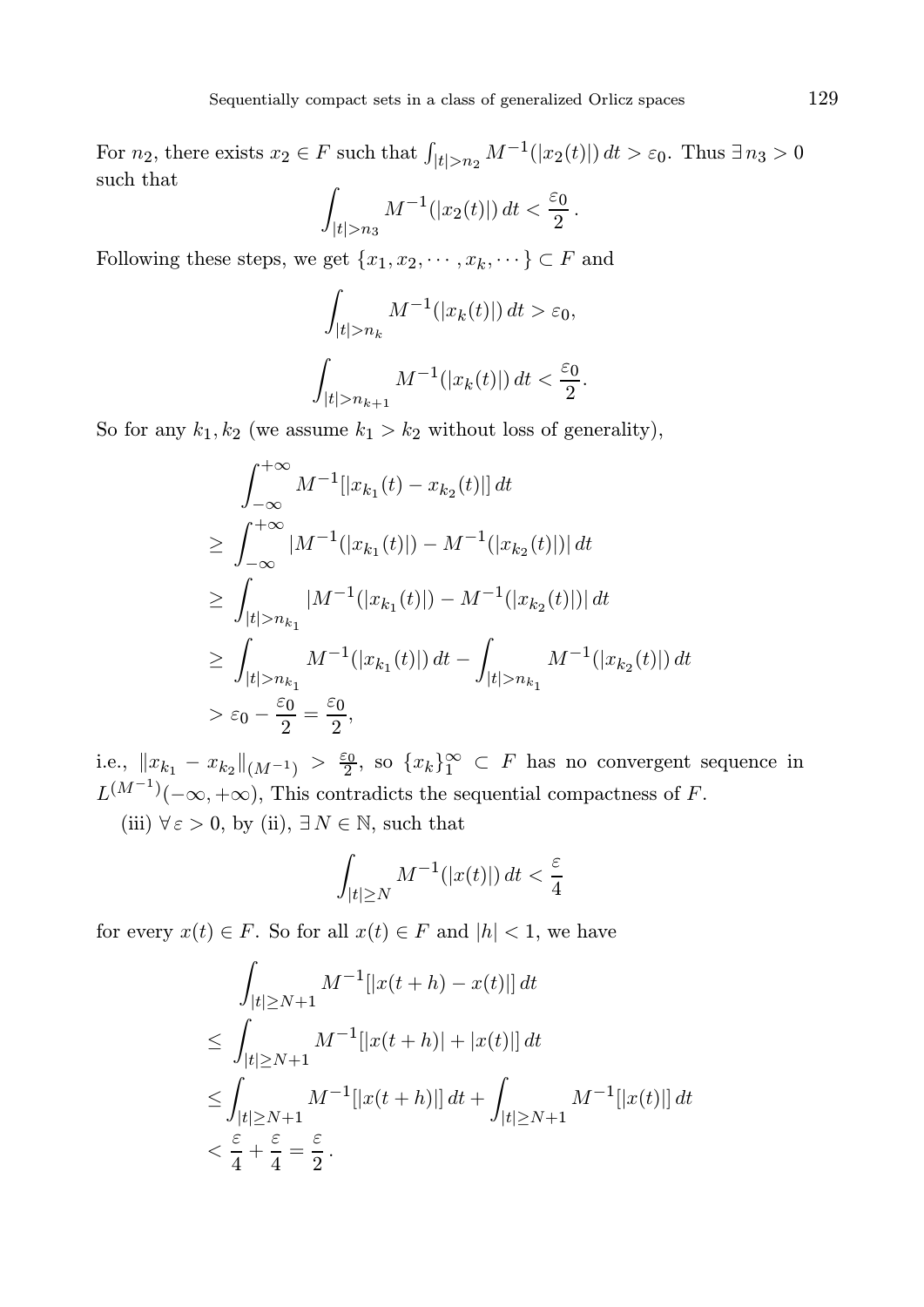For $n_2$, there exists $x_2 \in F$ such that $\int_{|t|>n_2} M^{-1}(|x_2(t)|)\,dt > \varepsilon_0$. Thus $\exists\, n_3 > 0$ such that

$$\int_{|t|>n_3} M^{-1}(|x_2(t)|)\,dt < \frac{\varepsilon_0}{2}\,.$$

Following these steps, we get $\{x_1, x_2, \cdots, x_k, \cdots\} \subset F$ and

$$\int_{|t|>n_k} M^{-1}(|x_k(t)|)\,dt > \varepsilon_0,$$

$$\int_{|t|>n_{k+1}} M^{-1}(|x_k(t)|)\,dt < \frac{\varepsilon_0}{2}.$$

So for any $k_1, k_2$ (we assume $k_1 > k_2$ without loss of generality),

$$\begin{aligned}
&\int_{-\infty}^{+\infty} M^{-1}[|x_{k_1}(t) - x_{k_2}(t)|]\,dt \\
\geq\ &\int_{-\infty}^{+\infty} |M^{-1}(|x_{k_1}(t)|) - M^{-1}(|x_{k_2}(t)|)|\,dt \\
\geq\ &\int_{|t|>n_{k_1}} |M^{-1}(|x_{k_1}(t)|) - M^{-1}(|x_{k_2}(t)|)|\,dt \\
\geq\ &\int_{|t|>n_{k_1}} M^{-1}(|x_{k_1}(t)|)\,dt - \int_{|t|>n_{k_1}} M^{-1}(|x_{k_2}(t)|)\,dt \\
>\ &\varepsilon_0 - \frac{\varepsilon_0}{2} = \frac{\varepsilon_0}{2},
\end{aligned}$$

i.e., $\|x_{k_1} - x_{k_2}\|_{(M^{-1})} > \frac{\varepsilon_0}{2}$, so $\{x_k\}_1^\infty \subset F$ has no convergent sequence in $L^{(M^{-1})}(-\infty, +\infty)$, This contradicts the sequential compactness of $F$.

(iii) $\forall\, \varepsilon > 0$, by (ii), $\exists\, N \in \mathbb{N}$, such that

$$\int_{|t|\geq N} M^{-1}(|x(t)|)\,dt < \frac{\varepsilon}{4}$$

for every $x(t) \in F$. So for all $x(t) \in F$ and $|h| < 1$, we have

$$\begin{aligned}
&\int_{|t|\geq N+1} M^{-1}[|x(t+h) - x(t)|]\,dt \\
\leq\ &\int_{|t|\geq N+1} M^{-1}[|x(t+h)| + |x(t)|]\,dt \\
\leq &\int_{|t|\geq N+1} M^{-1}[|x(t+h)|]\,dt + \int_{|t|\geq N+1} M^{-1}[|x(t)|]\,dt \\
< &\ \frac{\varepsilon}{4} + \frac{\varepsilon}{4} = \frac{\varepsilon}{2}\,.
\end{aligned}$$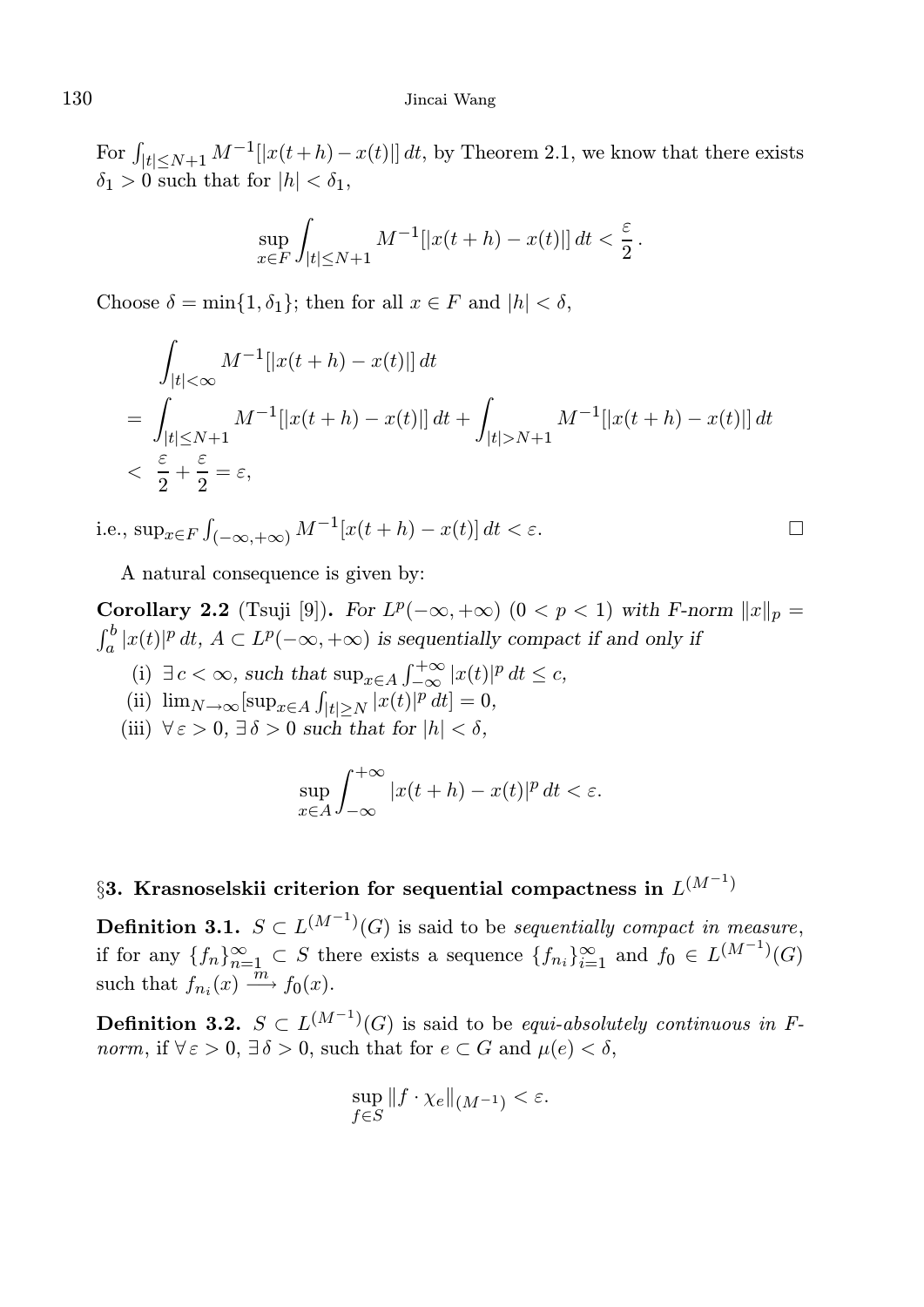For $\int_{|t|\le N+1} M^{-1}[|x(t+h)-x(t)|]\,dt$, by Theorem 2.1, we know that there exists $\delta_1 > 0$ such that for $|h| < \delta_1$,

$$\sup_{x\in F}\int_{|t|\le N+1} M^{-1}[|x(t+h)-x(t)|]\,dt < \frac{\varepsilon}{2}\,.$$

Choose $\delta = \min\{1, \delta_1\}$; then for all $x \in F$ and $|h| < \delta$,

$$\begin{aligned}
&\int_{|t|<\infty} M^{-1}[|x(t+h)-x(t)|]\,dt \\
&= \int_{|t|\le N+1} M^{-1}[|x(t+h)-x(t)|]\,dt + \int_{|t|>N+1} M^{-1}[|x(t+h)-x(t)|]\,dt \\
&< \frac{\varepsilon}{2} + \frac{\varepsilon}{2} = \varepsilon,
\end{aligned}$$

i.e., $\sup_{x\in F}\int_{(-\infty,+\infty)} M^{-1}[x(t+h)-x(t)]\,dt < \varepsilon$. □

A natural consequence is given by:

**Corollary 2.2** (Tsuji [9]). *For $L^p(-\infty,+\infty)$ $(0<p<1)$ with F-norm $\|x\|_p = \int_a^b |x(t)|^p\,dt$, $A \subset L^p(-\infty,+\infty)$ is sequentially compact if and only if*

(i) $\exists\, c < \infty$, *such that* $\sup_{x\in A}\int_{-\infty}^{+\infty} |x(t)|^p\,dt \le c$,

(ii) $\lim_{N\to\infty}[\sup_{x\in A}\int_{|t|\ge N} |x(t)|^p\,dt] = 0$,

(iii) $\forall\, \varepsilon > 0$, $\exists\, \delta > 0$ *such that for* $|h| < \delta$,

$$\sup_{x\in A}\int_{-\infty}^{+\infty} |x(t+h)-x(t)|^p\,dt < \varepsilon.$$

## §3. Krasnoselskii criterion for sequential compactness in $L^{(M^{-1})}$

**Definition 3.1.** $S \subset L^{(M^{-1})}(G)$ is said to be *sequentially compact in measure*, if for any $\{f_n\}_{n=1}^{\infty} \subset S$ there exists a sequence $\{f_{n_i}\}_{i=1}^{\infty}$ and $f_0 \in L^{(M^{-1})}(G)$ such that $f_{n_i}(x) \xrightarrow{m} f_0(x)$.

**Definition 3.2.** $S \subset L^{(M^{-1})}(G)$ is said to be *equi-absolutely continuous in F-norm*, if $\forall\, \varepsilon > 0$, $\exists\, \delta > 0$, such that for $e \subset G$ and $\mu(e) < \delta$,

$$\sup_{f\in S}\|f\cdot\chi_e\|_{(M^{-1})} < \varepsilon.$$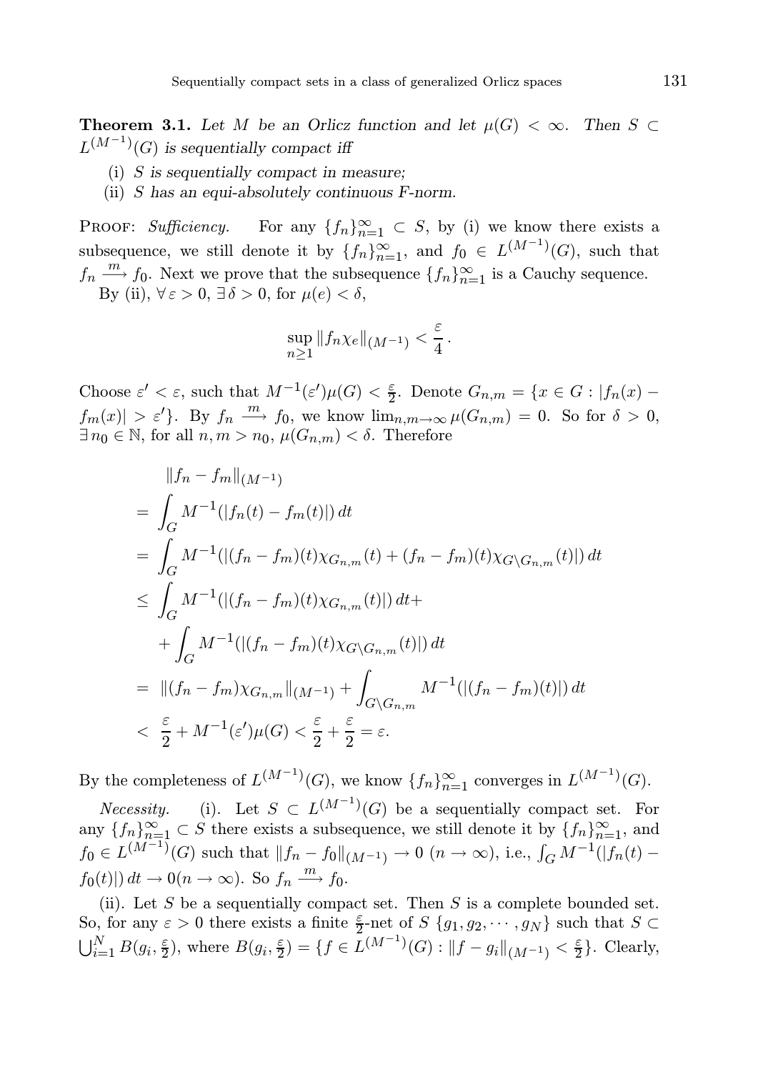**Theorem 3.1.** *Let $M$ be an Orlicz function and let $\mu(G) < \infty$. Then $S \subset L^{(M^{-1})}(G)$ is sequentially compact iff*

(i) *$S$ is sequentially compact in measure;*

(ii) *$S$ has an equi-absolutely continuous F-norm.*

Proof: *Sufficiency.* For any $\{f_n\}_{n=1}^{\infty} \subset S$, by (i) we know there exists a subsequence, we still denote it by $\{f_n\}_{n=1}^{\infty}$, and $f_0 \in L^{(M^{-1})}(G)$, such that $f_n \xrightarrow{m} f_0$. Next we prove that the subsequence $\{f_n\}_{n=1}^{\infty}$ is a Cauchy sequence.

By (ii), $\forall\, \varepsilon > 0$, $\exists\, \delta > 0$, for $\mu(e) < \delta$,

$$\sup_{n \geq 1} \|f_n \chi_e\|_{(M^{-1})} < \frac{\varepsilon}{4}.$$

Choose $\varepsilon' < \varepsilon$, such that $M^{-1}(\varepsilon')\mu(G) < \frac{\varepsilon}{2}$. Denote $G_{n,m} = \{x \in G : |f_n(x) - f_m(x)| > \varepsilon'\}$. By $f_n \xrightarrow{m} f_0$, we know $\lim_{n,m\to\infty} \mu(G_{n,m}) = 0$. So for $\delta > 0$, $\exists\, n_0 \in \mathbb{N}$, for all $n, m > n_0$, $\mu(G_{n,m}) < \delta$. Therefore

$$\begin{aligned}
&\|f_n - f_m\|_{(M^{-1})} \\
=\ & \int_G M^{-1}(|f_n(t) - f_m(t)|)\, dt \\
=\ & \int_G M^{-1}(|(f_n - f_m)(t)\chi_{G_{n,m}}(t) + (f_n - f_m)(t)\chi_{G\setminus G_{n,m}}(t)|)\, dt \\
\leq\ & \int_G M^{-1}(|(f_n - f_m)(t)\chi_{G_{n,m}}(t)|)\, dt + \\
& + \int_G M^{-1}(|(f_n - f_m)(t)\chi_{G\setminus G_{n,m}}(t)|)\, dt \\
=\ & \|(f_n - f_m)\chi_{G_{n,m}}\|_{(M^{-1})} + \int_{G\setminus G_{n,m}} M^{-1}(|(f_n - f_m)(t)|)\, dt \\
<\ & \frac{\varepsilon}{2} + M^{-1}(\varepsilon')\mu(G) < \frac{\varepsilon}{2} + \frac{\varepsilon}{2} = \varepsilon.
\end{aligned}$$

By the completeness of $L^{(M^{-1})}(G)$, we know $\{f_n\}_{n=1}^{\infty}$ converges in $L^{(M^{-1})}(G)$.

*Necessity.* (i). Let $S \subset L^{(M^{-1})}(G)$ be a sequentially compact set. For any $\{f_n\}_{n=1}^{\infty} \subset S$ there exists a subsequence, we still denote it by $\{f_n\}_{n=1}^{\infty}$, and $f_0 \in L^{(M^{-1})}(G)$ such that $\|f_n - f_0\|_{(M^{-1})} \to 0$ $(n \to \infty)$, i.e., $\int_G M^{-1}(|f_n(t) - f_0(t)|)\, dt \to 0 (n \to \infty)$. So $f_n \xrightarrow{m} f_0$.

(ii). Let $S$ be a sequentially compact set. Then $S$ is a complete bounded set. So, for any $\varepsilon > 0$ there exists a finite $\frac{\varepsilon}{2}$-net of $S$ $\{g_1, g_2, \cdots, g_N\}$ such that $S \subset \bigcup_{i=1}^{N} B(g_i, \frac{\varepsilon}{2})$, where $B(g_i, \frac{\varepsilon}{2}) = \{f \in L^{(M^{-1})}(G) : \|f - g_i\|_{(M^{-1})} < \frac{\varepsilon}{2}\}$. Clearly,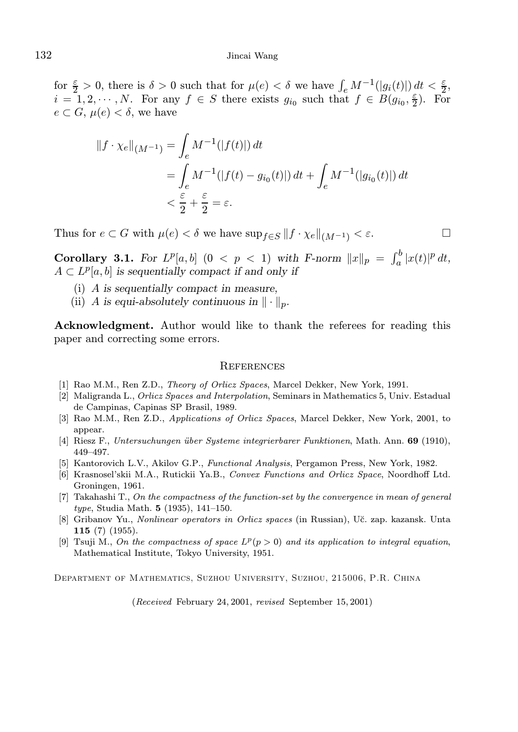for $\frac{\varepsilon}{2} > 0$, there is $\delta > 0$ such that for $\mu(e) < \delta$ we have $\int_e M^{-1}(|g_i(t)|)\,dt < \frac{\varepsilon}{2}$, $i = 1, 2, \cdots, N$. For any $f \in S$ there exists $g_{i_0}$ such that $f \in B(g_{i_0}, \frac{\varepsilon}{2})$. For $e \subset G$, $\mu(e) < \delta$, we have

$$
\begin{aligned}
\|f \cdot \chi_e\|_{(M^{-1})} &= \int_e M^{-1}(|f(t)|)\,dt \\
&= \int_e M^{-1}(|f(t) - g_{i_0}(t)|)\,dt + \int_e M^{-1}(|g_{i_0}(t)|)\,dt \\
&< \frac{\varepsilon}{2} + \frac{\varepsilon}{2} = \varepsilon.
\end{aligned}
$$

Thus for $e \subset G$ with $\mu(e) < \delta$ we have $\sup_{f \in S} \|f \cdot \chi_e\|_{(M^{-1})} < \varepsilon$. □

**Corollary 3.1.** *For $L^p[a,b]$ $(0 < p < 1)$ with F-norm $\|x\|_p = \int_a^b |x(t)|^p\,dt$, $A \subset L^p[a,b]$ is sequentially compact if and only if*

(i) *$A$ is sequentially compact in measure,*

(ii) *$A$ is equi-absolutely continuous in $\|\cdot\|_p$.*

**Acknowledgment.** Author would like to thank the referees for reading this paper and correcting some errors.

## References

[1] Rao M.M., Ren Z.D., *Theory of Orlicz Spaces*, Marcel Dekker, New York, 1991.

[2] Maligranda L., *Orlicz Spaces and Interpolation*, Seminars in Mathematics 5, Univ. Estadual de Campinas, Capinas SP Brasil, 1989.

[3] Rao M.M., Ren Z.D., *Applications of Orlicz Spaces*, Marcel Dekker, New York, 2001, to appear.

[4] Riesz F., *Untersuchungen über Systeme integrierbarer Funktionen*, Math. Ann. **69** (1910), 449–497.

[5] Kantorovich L.V., Akilov G.P., *Functional Analysis*, Pergamon Press, New York, 1982.

[6] Krasnosel'skii M.A., Rutickii Ya.B., *Convex Functions and Orlicz Space*, Noordhoff Ltd. Groningen, 1961.

[7] Takahashi T., *On the compactness of the function-set by the convergence in mean of general type*, Studia Math. **5** (1935), 141–150.

[8] Gribanov Yu., *Nonlinear operators in Orlicz spaces* (in Russian), Uč. zap. kazansk. Unta **115** (7) (1955).

[9] Tsuji M., *On the compactness of space $L^p (p > 0)$ and its application to integral equation*, Mathematical Institute, Tokyo University, 1951.

Department of Mathematics, Suzhou University, Suzhou, 215006, P.R. China

(*Received* February 24, 2001, *revised* September 15, 2001)